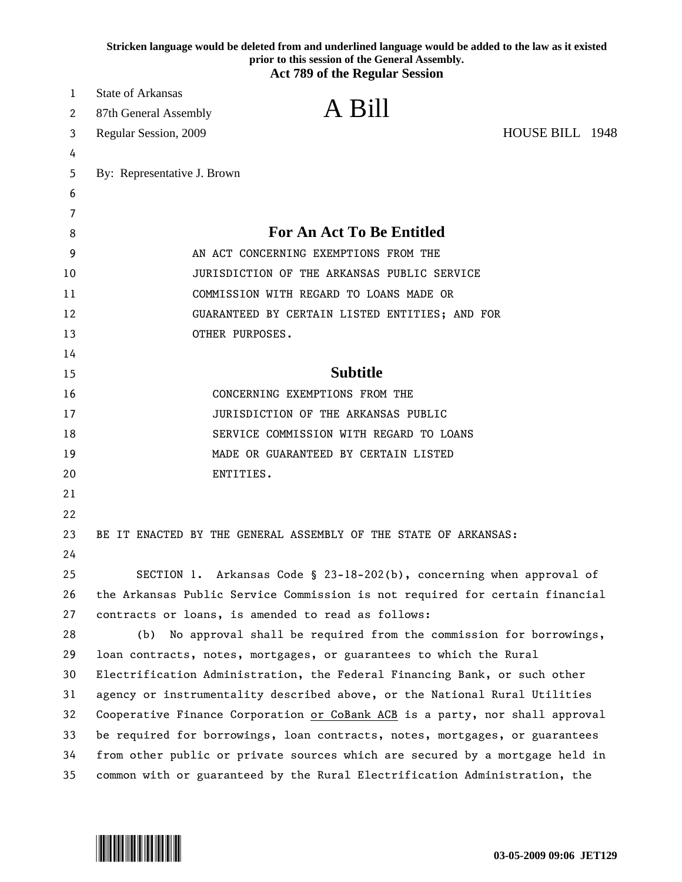**Stricken language would be deleted from and underlined language would be added to the law as it existed prior to this session of the General Assembly.**

**Act 789 of the Regular Session**

State of Arkansas
87th General Assembly
Regular Session, 2009

# A Bill

HOUSE BILL 1948

By: Representative J. Brown

## For An Act To Be Entitled

AN ACT CONCERNING EXEMPTIONS FROM THE JURISDICTION OF THE ARKANSAS PUBLIC SERVICE COMMISSION WITH REGARD TO LOANS MADE OR GUARANTEED BY CERTAIN LISTED ENTITIES; AND FOR OTHER PURPOSES.

## Subtitle

CONCERNING EXEMPTIONS FROM THE JURISDICTION OF THE ARKANSAS PUBLIC SERVICE COMMISSION WITH REGARD TO LOANS MADE OR GUARANTEED BY CERTAIN LISTED ENTITIES.

BE IT ENACTED BY THE GENERAL ASSEMBLY OF THE STATE OF ARKANSAS:

SECTION 1. Arkansas Code § 23-18-202(b), concerning when approval of the Arkansas Public Service Commission is not required for certain financial contracts or loans, is amended to read as follows:

(b) No approval shall be required from the commission for borrowings, loan contracts, notes, mortgages, or guarantees to which the Rural Electrification Administration, the Federal Financing Bank, or such other agency or instrumentality described above, or the National Rural Utilities Cooperative Finance Corporation <u>or CoBank ACB</u> is a party, nor shall approval be required for borrowings, loan contracts, notes, mortgages, or guarantees from other public or private sources which are secured by a mortgage held in common with or guaranteed by the Rural Electrification Administration, the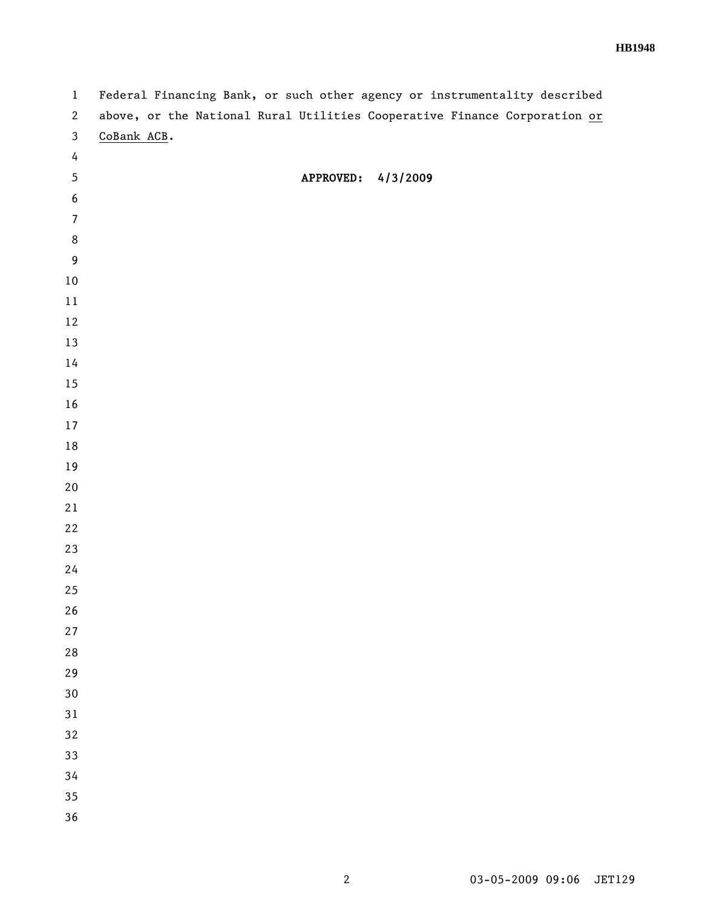Federal Financing Bank, or such other agency or instrumentality described above, or the National Rural Utilities Cooperative Finance Corporation <u>or CoBank ACB</u>.

**APPROVED: 4/3/2009**

03-05-2009 09:06 JET129